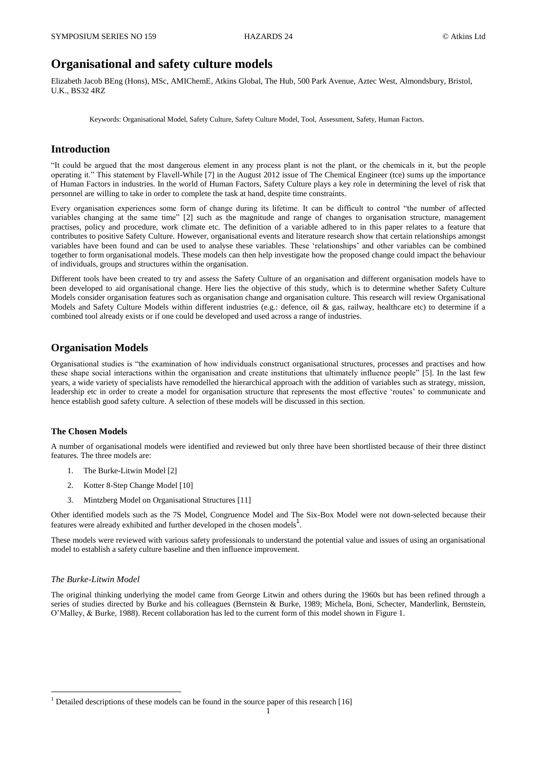# Organisational and safety culture models

Elizabeth Jacob BEng (Hons), MSc, AMIChemE, Atkins Global, The Hub, 500 Park Avenue, Aztec West, Almondsbury, Bristol, U.K., BS32 4RZ

Keywords: Organisational Model, Safety Culture, Safety Culture Model, Tool, Assessment, Safety, Human Factors.

## Introduction

"It could be argued that the most dangerous element in any process plant is not the plant, or the chemicals in it, but the people operating it." This statement by Flavell-While [7] in the August 2012 issue of The Chemical Engineer (tce) sums up the importance of Human Factors in industries. In the world of Human Factors, Safety Culture plays a key role in determining the level of risk that personnel are willing to take in order to complete the task at hand, despite time constraints.

Every organisation experiences some form of change during its lifetime. It can be difficult to control "the number of affected variables changing at the same time" [2] such as the magnitude and range of changes to organisation structure, management practises, policy and procedure, work climate etc. The definition of a variable adhered to in this paper relates to a feature that contributes to positive Safety Culture. However, organisational events and literature research show that certain relationships amongst variables have been found and can be used to analyse these variables. These 'relationships' and other variables can be combined together to form organisational models. These models can then help investigate how the proposed change could impact the behaviour of individuals, groups and structures within the organisation.

Different tools have been created to try and assess the Safety Culture of an organisation and different organisation models have to been developed to aid organisational change. Here lies the objective of this study, which is to determine whether Safety Culture Models consider organisation features such as organisation change and organisation culture. This research will review Organisational Models and Safety Culture Models within different industries (e.g.: defence, oil & gas, railway, healthcare etc) to determine if a combined tool already exists or if one could be developed and used across a range of industries.

## Organisation Models

Organisational studies is "the examination of how individuals construct organisational structures, processes and practises and how these shape social interactions within the organisation and create institutions that ultimately influence people" [5]. In the last few years, a wide variety of specialists have remodelled the hierarchical approach with the addition of variables such as strategy, mission, leadership etc in order to create a model for organisation structure that represents the most effective 'routes' to communicate and hence establish good safety culture. A selection of these models will be discussed in this section.

### The Chosen Models

A number of organisational models were identified and reviewed but only three have been shortlisted because of their three distinct features. The three models are:

1. The Burke-Litwin Model [2]
2. Kotter 8-Step Change Model [10]
3. Mintzberg Model on Organisational Structures [11]

Other identified models such as the 7S Model, Congruence Model and The Six-Box Model were not down-selected because their features were already exhibited and further developed in the chosen models[1].

These models were reviewed with various safety professionals to understand the potential value and issues of using an organisational model to establish a safety culture baseline and then influence improvement.

#### *The Burke-Litwin Model*

The original thinking underlying the model came from George Litwin and others during the 1960s but has been refined through a series of studies directed by Burke and his colleagues (Bernstein & Burke, 1989; Michela, Boni, Schecter, Manderlink, Bernstein, O'Malley, & Burke, 1988). Recent collaboration has led to the current form of this model shown in Figure 1.

[1] Detailed descriptions of these models can be found in the source paper of this research [16]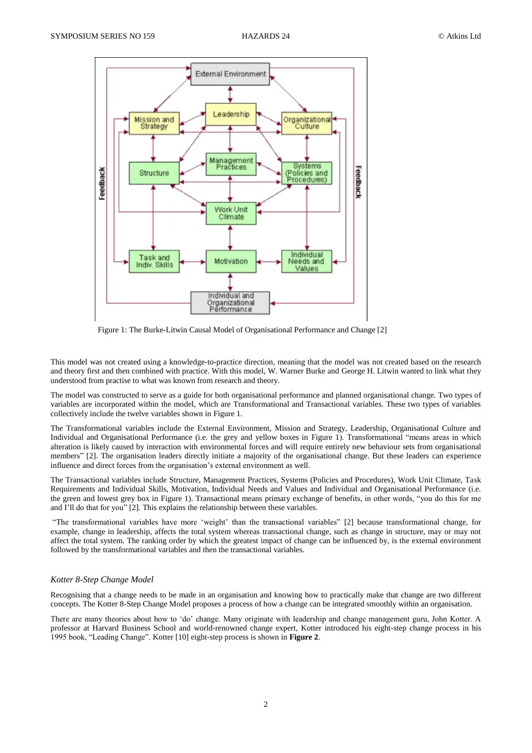Figure 1: The Burke-Litwin Causal Model of Organisational Performance and Change [2]

This model was not created using a knowledge-to-practice direction, meaning that the model was not created based on the research and theory first and then combined with practice. With this model, W. Warner Burke and George H. Litwin wanted to link what they understood from practise to what was known from research and theory.

The model was constructed to serve as a guide for both organisational performance and planned organisational change. Two types of variables are incorporated within the model, which are Transformational and Transactional variables. These two types of variables collectively include the twelve variables shown in Figure 1.

The Transformational variables include the External Environment, Mission and Strategy, Leadership, Organisational Culture and Individual and Organisational Performance (i.e. the grey and yellow boxes in Figure 1). Transformational "means areas in which alteration is likely caused by interaction with environmental forces and will require entirely new behaviour sets from organisational members" [2]. The organisation leaders directly initiate a majority of the organisational change. But these leaders can experience influence and direct forces from the organisation's external environment as well.

The Transactional variables include Structure, Management Practices, Systems (Policies and Procedures), Work Unit Climate, Task Requirements and Individual Skills, Motivation, Individual Needs and Values and Individual and Organisational Performance (i.e. the green and lowest grey box in Figure 1). Transactional means primary exchange of benefits, in other words, "you do this for me and I'll do that for you" [2]. This explains the relationship between these variables.

"The transformational variables have more 'weight' than the transactional variables" [2] because transformational change, for example, change in leadership, affects the total system whereas transactional change, such as change in structure, may or may not affect the total system. The ranking order by which the greatest impact of change can be influenced by, is the external environment followed by the transformational variables and then the transactional variables.

*Kotter 8-Step Change Model*

Recognising that a change needs to be made in an organisation and knowing how to practically make that change are two different concepts. The Kotter 8-Step Change Model proposes a process of how a change can be integrated smoothly within an organisation.

There are many theories about how to 'do' change. Many originate with leadership and change management guru, John Kotter. A professor at Harvard Business School and world-renowned change expert, Kotter introduced his eight-step change process in his 1995 book, "Leading Change". Kotter [10] eight-step process is shown in **Figure 2**.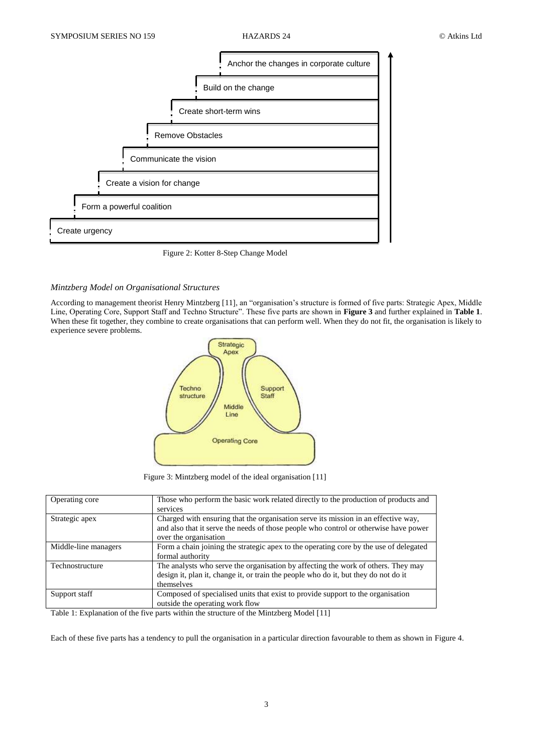Anchor the changes in corporate culture

Build on the change

Create short-term wins

Remove Obstacles

Communicate the vision

Create a vision for change

Form a powerful coalition

Create urgency

Figure 2: Kotter 8-Step Change Model

*Mintzberg Model on Organisational Structures*

According to management theorist Henry Mintzberg [11], an "organisation's structure is formed of five parts: Strategic Apex, Middle Line, Operating Core, Support Staff and Techno Structure". These five parts are shown in **Figure 3** and further explained in **Table 1**. When these fit together, they combine to create organisations that can perform well. When they do not fit, the organisation is likely to experience severe problems.

Strategic Apex

Techno structure

Support Staff

Middle Line

Operating Core

Figure 3: Mintzberg model of the ideal organisation [11]

| | |
|---|---|
| Operating core | Those who perform the basic work related directly to the production of products and services |
| Strategic apex | Charged with ensuring that the organisation serve its mission in an effective way, and also that it serve the needs of those people who control or otherwise have power over the organisation |
| Middle-line managers | Form a chain joining the strategic apex to the operating core by the use of delegated formal authority |
| Technostructure | The analysts who serve the organisation by affecting the work of others. They may design it, plan it, change it, or train the people who do it, but they do not do it themselves |
| Support staff | Composed of specialised units that exist to provide support to the organisation outside the operating work flow |

Table 1: Explanation of the five parts within the structure of the Mintzberg Model [11]

Each of these five parts has a tendency to pull the organisation in a particular direction favourable to them as shown in Figure 4.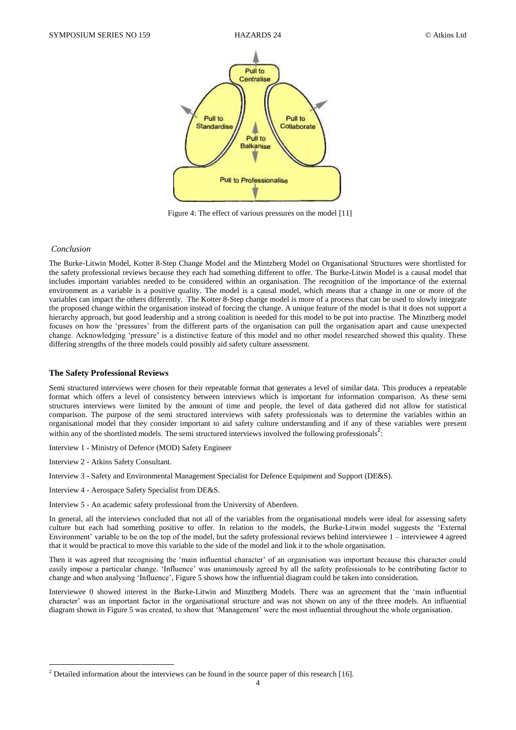Figure 4: The effect of various pressures on the model [11]

*Conclusion*

The Burke-Litwin Model, Kotter 8-Step Change Model and the Mintzberg Model on Organisational Structures were shortlisted for the safety professional reviews because they each had something different to offer. The Burke-Litwin Model is a causal model that includes important variables needed to be considered within an organisation. The recognition of the importance of the external environment as a variable is a positive quality. The model is a causal model, which means that a change in one or more of the variables can impact the others differently. The Kotter 8-Step change model is more of a process that can be used to slowly integrate the proposed change within the organisation instead of forcing the change. A unique feature of the model is that it does not support a hierarchy approach, but good leadership and a strong coalition is needed for this model to be put into practise. The Minztberg model focuses on how the 'pressures' from the different parts of the organisation can pull the organisation apart and cause unexpected change. Acknowledging 'pressure' is a distinctive feature of this model and no other model researched showed this quality. These differing strengths of the three models could possibly aid safety culture assessment.

## The Safety Professional Reviews

Semi structured interviews were chosen for their repeatable format that generates a level of similar data. This produces a repeatable format which offers a level of consistency between interviews which is important for information comparison. As these semi structures interviews were limited by the amount of time and people, the level of data gathered did not allow for statistical comparison. The purpose of the semi structured interviews with safety professionals was to determine the variables within an organisational model that they consider important to aid safety culture understanding and if any of these variables were present within any of the shortlisted models. The semi structured interviews involved the following professionals[2]:

Interview 1 - Ministry of Defence (MOD) Safety Engineer

Interview 2 - Atkins Safety Consultant.

Interview 3 - Safety and Environmental Management Specialist for Defence Equipment and Support (DE&S).

Interview 4 - Aerospace Safety Specialist from DE&S.

Interview 5 - An academic safety professional from the University of Aberdeen.

In general, all the interviews concluded that not all of the variables from the organisational models were ideal for assessing safety culture but each had something positive to offer. In relation to the models, the Burke-Litwin model suggests the 'External Environment' variable to be on the top of the model, but the safety professional reviews behind interviewee 1 – interviewee 4 agreed that it would be practical to move this variable to the side of the model and link it to the whole organisation.

Then it was agreed that recognising the 'main influential character' of an organisation was important because this character could easily impose a particular change. 'Influence' was unanimously agreed by all the safety professionals to be contributing factor to change and when analysing 'Influence', Figure 5 shows how the influential diagram could be taken into consideration.

Interviewee 0 showed interest in the Burke-Litwin and Minztberg Models. There was an agreement that the 'main influential character' was an important factor in the organisational structure and was not shown on any of the three models. An influential diagram shown in Figure 5 was created, to show that 'Management' were the most influential throughout the whole organisation.

[2] Detailed information about the interviews can be found in the source paper of this research [16].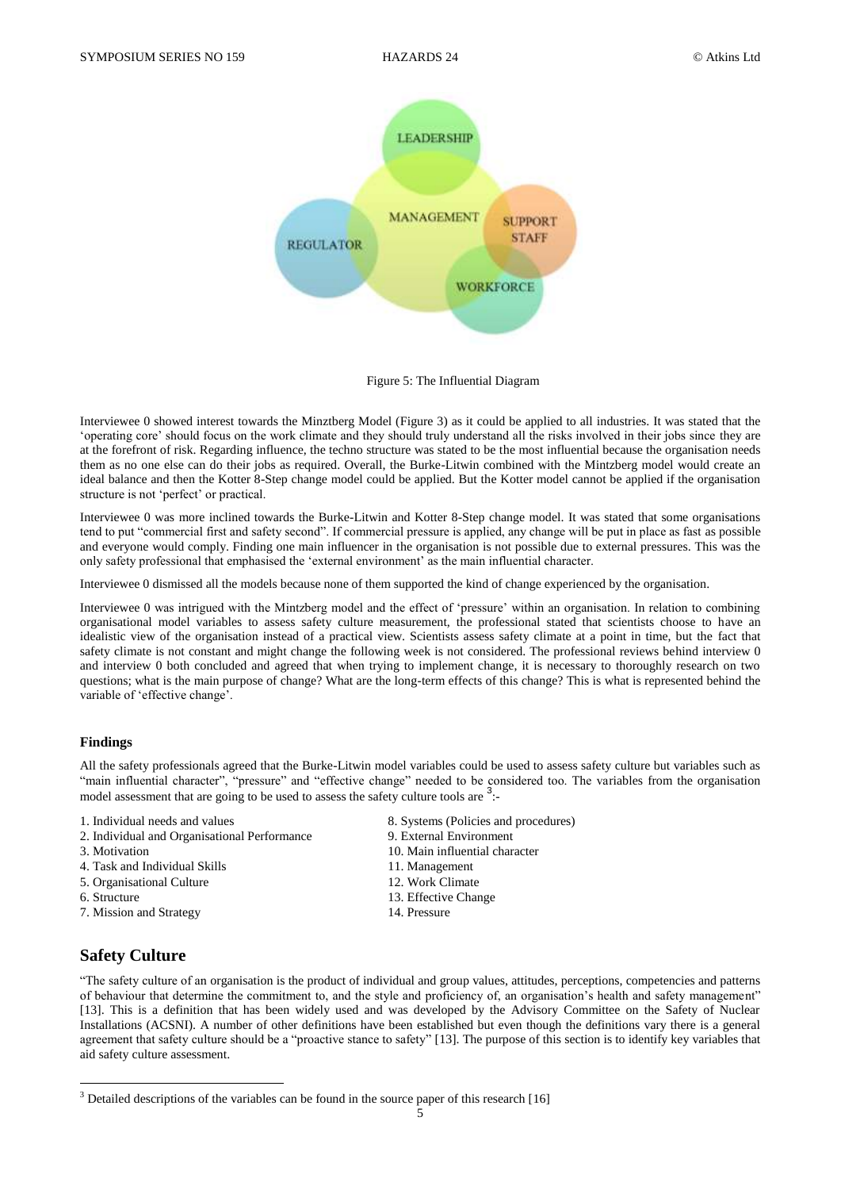Figure 5: The Influential Diagram

Interviewee 0 showed interest towards the Minztberg Model (Figure 3) as it could be applied to all industries. It was stated that the 'operating core' should focus on the work climate and they should truly understand all the risks involved in their jobs since they are at the forefront of risk. Regarding influence, the techno structure was stated to be the most influential because the organisation needs them as no one else can do their jobs as required. Overall, the Burke-Litwin combined with the Mintzberg model would create an ideal balance and then the Kotter 8-Step change model could be applied. But the Kotter model cannot be applied if the organisation structure is not 'perfect' or practical.

Interviewee 0 was more inclined towards the Burke-Litwin and Kotter 8-Step change model. It was stated that some organisations tend to put "commercial first and safety second". If commercial pressure is applied, any change will be put in place as fast as possible and everyone would comply. Finding one main influencer in the organisation is not possible due to external pressures. This was the only safety professional that emphasised the 'external environment' as the main influential character.

Interviewee 0 dismissed all the models because none of them supported the kind of change experienced by the organisation.

Interviewee 0 was intrigued with the Mintzberg model and the effect of 'pressure' within an organisation. In relation to combining organisational model variables to assess safety culture measurement, the professional stated that scientists choose to have an idealistic view of the organisation instead of a practical view. Scientists assess safety climate at a point in time, but the fact that safety climate is not constant and might change the following week is not considered. The professional reviews behind interview 0 and interview 0 both concluded and agreed that when trying to implement change, it is necessary to thoroughly research on two questions; what is the main purpose of change? What are the long-term effects of this change? This is what is represented behind the variable of 'effective change'.

#### Findings

All the safety professionals agreed that the Burke-Litwin model variables could be used to assess safety culture but variables such as "main influential character", "pressure" and "effective change" needed to be considered too. The variables from the organisation model assessment that are going to be used to assess the safety culture tools are [3]:-

1. Individual needs and values
2. Individual and Organisational Performance
3. Motivation
4. Task and Individual Skills
5. Organisational Culture
6. Structure
7. Mission and Strategy
8. Systems (Policies and procedures)
9. External Environment
10. Main influential character
11. Management
12. Work Climate
13. Effective Change
14. Pressure

## Safety Culture

"The safety culture of an organisation is the product of individual and group values, attitudes, perceptions, competencies and patterns of behaviour that determine the commitment to, and the style and proficiency of, an organisation's health and safety management" [13]. This is a definition that has been widely used and was developed by the Advisory Committee on the Safety of Nuclear Installations (ACSNI). A number of other definitions have been established but even though the definitions vary there is a general agreement that safety culture should be a "proactive stance to safety" [13]. The purpose of this section is to identify key variables that aid safety culture assessment.

[3] Detailed descriptions of the variables can be found in the source paper of this research [16]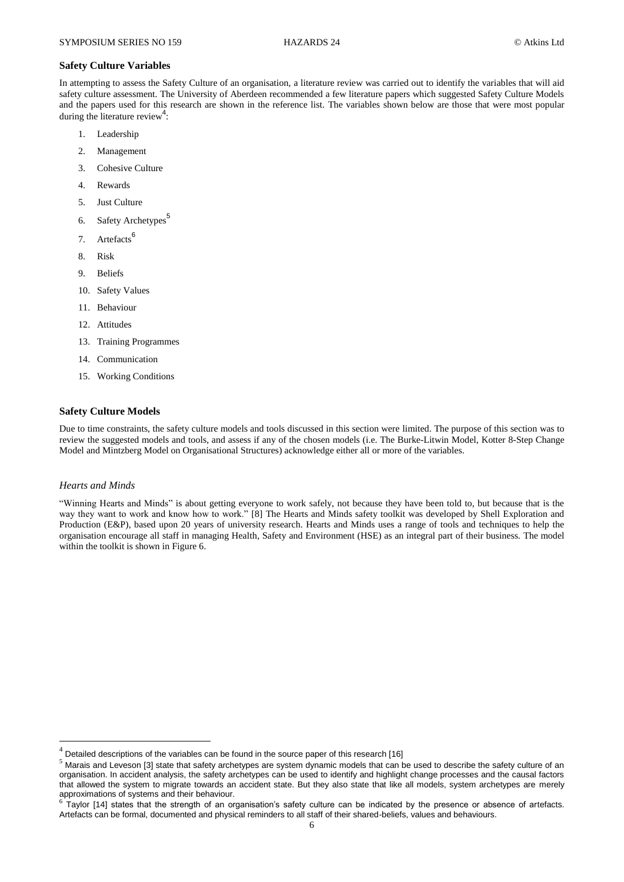## Safety Culture Variables

In attempting to assess the Safety Culture of an organisation, a literature review was carried out to identify the variables that will aid safety culture assessment. The University of Aberdeen recommended a few literature papers which suggested Safety Culture Models and the papers used for this research are shown in the reference list. The variables shown below are those that were most popular during the literature review[4]:

1. Leadership
2. Management
3. Cohesive Culture
4. Rewards
5. Just Culture
6. Safety Archetypes[5]
7. Artefacts[6]
8. Risk
9. Beliefs
10. Safety Values
11. Behaviour
12. Attitudes
13. Training Programmes
14. Communication
15. Working Conditions

## Safety Culture Models

Due to time constraints, the safety culture models and tools discussed in this section were limited. The purpose of this section was to review the suggested models and tools, and assess if any of the chosen models (i.e. The Burke-Litwin Model, Kotter 8-Step Change Model and Mintzberg Model on Organisational Structures) acknowledge either all or more of the variables.

### *Hearts and Minds*

"Winning Hearts and Minds" is about getting everyone to work safely, not because they have been told to, but because that is the way they want to work and know how to work." [8] The Hearts and Minds safety toolkit was developed by Shell Exploration and Production (E&P), based upon 20 years of university research. Hearts and Minds uses a range of tools and techniques to help the organisation encourage all staff in managing Health, Safety and Environment (HSE) as an integral part of their business. The model within the toolkit is shown in Figure 6.

---

[4] Detailed descriptions of the variables can be found in the source paper of this research [16]

[5] Marais and Leveson [3] state that safety archetypes are system dynamic models that can be used to describe the safety culture of an organisation. In accident analysis, the safety archetypes can be used to identify and highlight change processes and the causal factors that allowed the system to migrate towards an accident state. But they also state that like all models, system archetypes are merely approximations of systems and their behaviour.

[6] Taylor [14] states that the strength of an organisation's safety culture can be indicated by the presence or absence of artefacts. Artefacts can be formal, documented and physical reminders to all staff of their shared-beliefs, values and behaviours.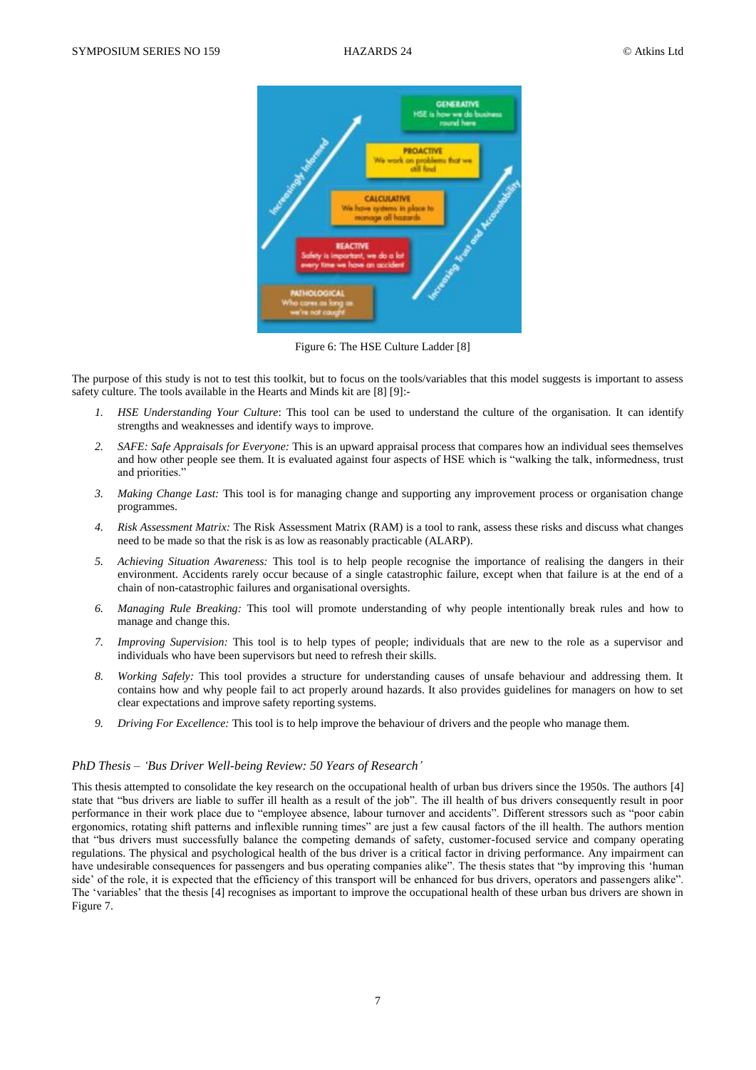Figure 6: The HSE Culture Ladder [8]

The purpose of this study is not to test this toolkit, but to focus on the tools/variables that this model suggests is important to assess safety culture. The tools available in the Hearts and Minds kit are [8] [9]:-

1. *HSE Understanding Your Culture*: This tool can be used to understand the culture of the organisation. It can identify strengths and weaknesses and identify ways to improve.
2. *SAFE: Safe Appraisals for Everyone:* This is an upward appraisal process that compares how an individual sees themselves and how other people see them. It is evaluated against four aspects of HSE which is "walking the talk, informedness, trust and priorities."
3. *Making Change Last:* This tool is for managing change and supporting any improvement process or organisation change programmes.
4. *Risk Assessment Matrix:* The Risk Assessment Matrix (RAM) is a tool to rank, assess these risks and discuss what changes need to be made so that the risk is as low as reasonably practicable (ALARP).
5. *Achieving Situation Awareness:* This tool is to help people recognise the importance of realising the dangers in their environment. Accidents rarely occur because of a single catastrophic failure, except when that failure is at the end of a chain of non-catastrophic failures and organisational oversights.
6. *Managing Rule Breaking:* This tool will promote understanding of why people intentionally break rules and how to manage and change this.
7. *Improving Supervision:* This tool is to help types of people; individuals that are new to the role as a supervisor and individuals who have been supervisors but need to refresh their skills.
8. *Working Safely:* This tool provides a structure for understanding causes of unsafe behaviour and addressing them. It contains how and why people fail to act properly around hazards. It also provides guidelines for managers on how to set clear expectations and improve safety reporting systems.
9. *Driving For Excellence:* This tool is to help improve the behaviour of drivers and the people who manage them.

### *PhD Thesis – 'Bus Driver Well-being Review: 50 Years of Research'*

This thesis attempted to consolidate the key research on the occupational health of urban bus drivers since the 1950s. The authors [4] state that "bus drivers are liable to suffer ill health as a result of the job". The ill health of bus drivers consequently result in poor performance in their work place due to "employee absence, labour turnover and accidents". Different stressors such as "poor cabin ergonomics, rotating shift patterns and inflexible running times" are just a few causal factors of the ill health. The authors mention that "bus drivers must successfully balance the competing demands of safety, customer-focused service and company operating regulations. The physical and psychological health of the bus driver is a critical factor in driving performance. Any impairment can have undesirable consequences for passengers and bus operating companies alike". The thesis states that "by improving this 'human side' of the role, it is expected that the efficiency of this transport will be enhanced for bus drivers, operators and passengers alike". The 'variables' that the thesis [4] recognises as important to improve the occupational health of these urban bus drivers are shown in Figure 7.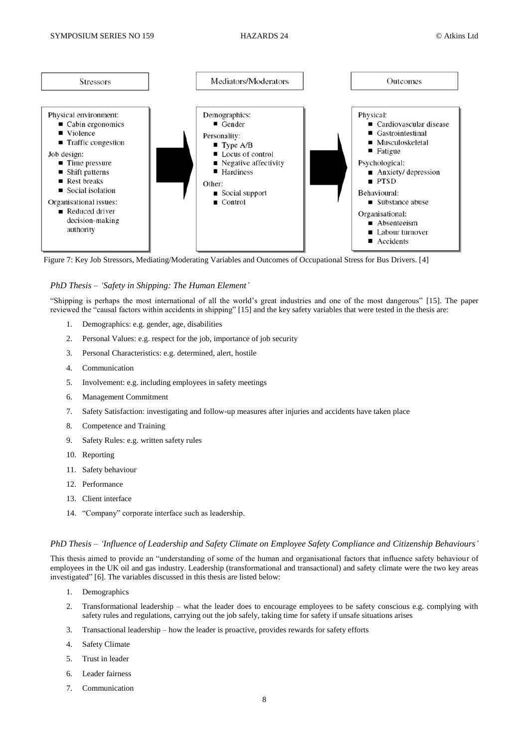| Stressors | Mediators/Moderators | Outcomes |
|---|---|---|
| Physical environment:<br>■ Cabin ergonomics<br>■ Violence<br>■ Traffic congestion<br>Job design:<br>■ Time pressure<br>■ Shift patterns<br>■ Rest breaks<br>■ Social isolation<br>Organisational issues:<br>■ Reduced driver decision-making authority | Demographics:<br>■ Gender<br>Personality:<br>■ Type A/B<br>■ Locus of control<br>■ Negative affectivity<br>■ Hardiness<br>Other:<br>■ Social support<br>■ Control | Physical:<br>■ Cardiovascular disease<br>■ Gastrointestinal<br>■ Musculoskeletal<br>■ Fatigue<br>Psychological:<br>■ Anxiety/ depression<br>■ PTSD<br>Behavioural:<br>■ Substance abuse<br>Organisational:<br>■ Absenteeism<br>■ Labour turnover<br>■ Accidents |

Figure 7: Key Job Stressors, Mediating/Moderating Variables and Outcomes of Occupational Stress for Bus Drivers. [4]

### *PhD Thesis – 'Safety in Shipping: The Human Element'*

"Shipping is perhaps the most international of all the world's great industries and one of the most dangerous" [15]. The paper reviewed the "causal factors within accidents in shipping" [15] and the key safety variables that were tested in the thesis are:

1. Demographics: e.g. gender, age, disabilities
2. Personal Values: e.g. respect for the job, importance of job security
3. Personal Characteristics: e.g. determined, alert, hostile
4. Communication
5. Involvement: e.g. including employees in safety meetings
6. Management Commitment
7. Safety Satisfaction: investigating and follow-up measures after injuries and accidents have taken place
8. Competence and Training
9. Safety Rules: e.g. written safety rules
10. Reporting
11. Safety behaviour
12. Performance
13. Client interface
14. "Company" corporate interface such as leadership.

### *PhD Thesis – 'Influence of Leadership and Safety Climate on Employee Safety Compliance and Citizenship Behaviours'*

This thesis aimed to provide an "understanding of some of the human and organisational factors that influence safety behaviour of employees in the UK oil and gas industry. Leadership (transformational and transactional) and safety climate were the two key areas investigated" [6]. The variables discussed in this thesis are listed below:

1. Demographics
2. Transformational leadership – what the leader does to encourage employees to be safety conscious e.g. complying with safety rules and regulations, carrying out the job safely, taking time for safety if unsafe situations arises
3. Transactional leadership – how the leader is proactive, provides rewards for safety efforts
4. Safety Climate
5. Trust in leader
6. Leader fairness
7. Communication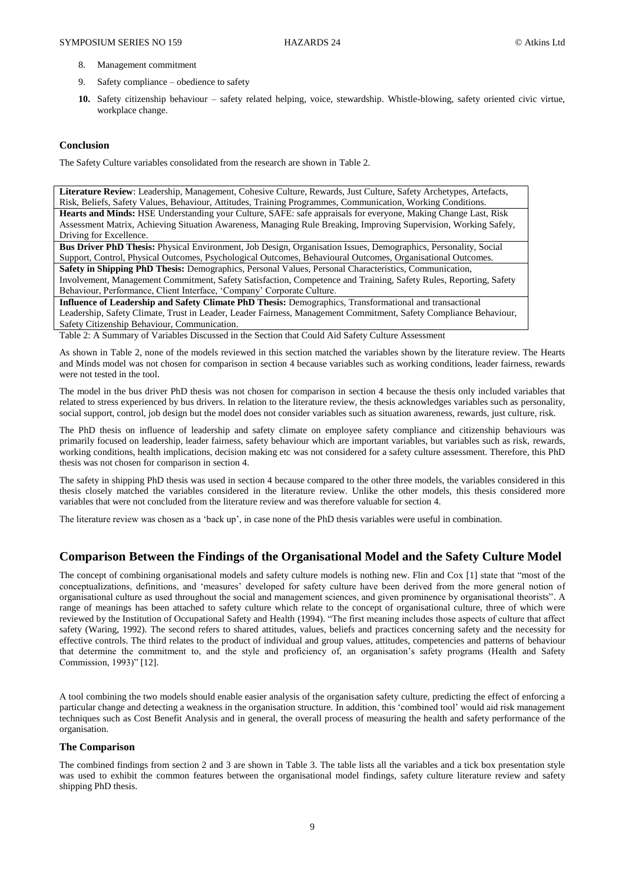8. Management commitment
9. Safety compliance – obedience to safety
10. **Safety citizenship behaviour** – safety related helping, voice, stewardship. Whistle-blowing, safety oriented civic virtue, workplace change.

### Conclusion

The Safety Culture variables consolidated from the research are shown in Table 2.

| |
|---|
| **Literature Review**: Leadership, Management, Cohesive Culture, Rewards, Just Culture, Safety Archetypes, Artefacts, Risk, Beliefs, Safety Values, Behaviour, Attitudes, Training Programmes, Communication, Working Conditions. |
| **Hearts and Minds:** HSE Understanding your Culture, SAFE: safe appraisals for everyone, Making Change Last, Risk Assessment Matrix, Achieving Situation Awareness, Managing Rule Breaking, Improving Supervision, Working Safely, Driving for Excellence. |
| **Bus Driver PhD Thesis:** Physical Environment, Job Design, Organisation Issues, Demographics, Personality, Social Support, Control, Physical Outcomes, Psychological Outcomes, Behavioural Outcomes, Organisational Outcomes. |
| **Safety in Shipping PhD Thesis:** Demographics, Personal Values, Personal Characteristics, Communication, Involvement, Management Commitment, Safety Satisfaction, Competence and Training, Safety Rules, Reporting, Safety Behaviour, Performance, Client Interface, 'Company' Corporate Culture. |
| **Influence of Leadership and Safety Climate PhD Thesis:** Demographics, Transformational and transactional Leadership, Safety Climate, Trust in Leader, Leader Fairness, Management Commitment, Safety Compliance Behaviour, Safety Citizenship Behaviour, Communication. |

Table 2: A Summary of Variables Discussed in the Section that Could Aid Safety Culture Assessment

As shown in Table 2, none of the models reviewed in this section matched the variables shown by the literature review. The Hearts and Minds model was not chosen for comparison in section 4 because variables such as working conditions, leader fairness, rewards were not tested in the tool.

The model in the bus driver PhD thesis was not chosen for comparison in section 4 because the thesis only included variables that related to stress experienced by bus drivers. In relation to the literature review, the thesis acknowledges variables such as personality, social support, control, job design but the model does not consider variables such as situation awareness, rewards, just culture, risk.

The PhD thesis on influence of leadership and safety climate on employee safety compliance and citizenship behaviours was primarily focused on leadership, leader fairness, safety behaviour which are important variables, but variables such as risk, rewards, working conditions, health implications, decision making etc was not considered for a safety culture assessment. Therefore, this PhD thesis was not chosen for comparison in section 4.

The safety in shipping PhD thesis was used in section 4 because compared to the other three models, the variables considered in this thesis closely matched the variables considered in the literature review. Unlike the other models, this thesis considered more variables that were not concluded from the literature review and was therefore valuable for section 4.

The literature review was chosen as a 'back up', in case none of the PhD thesis variables were useful in combination.

## Comparison Between the Findings of the Organisational Model and the Safety Culture Model

The concept of combining organisational models and safety culture models is nothing new. Flin and Cox [1] state that "most of the conceptualizations, definitions, and 'measures' developed for safety culture have been derived from the more general notion of organisational culture as used throughout the social and management sciences, and given prominence by organisational theorists". A range of meanings has been attached to safety culture which relate to the concept of organisational culture, three of which were reviewed by the Institution of Occupational Safety and Health (1994). "The first meaning includes those aspects of culture that affect safety (Waring, 1992). The second refers to shared attitudes, values, beliefs and practices concerning safety and the necessity for effective controls. The third relates to the product of individual and group values, attitudes, competencies and patterns of behaviour that determine the commitment to, and the style and proficiency of, an organisation's safety programs (Health and Safety Commission, 1993)" [12].

A tool combining the two models should enable easier analysis of the organisation safety culture, predicting the effect of enforcing a particular change and detecting a weakness in the organisation structure. In addition, this 'combined tool' would aid risk management techniques such as Cost Benefit Analysis and in general, the overall process of measuring the health and safety performance of the organisation.

### The Comparison

The combined findings from section 2 and 3 are shown in Table 3. The table lists all the variables and a tick box presentation style was used to exhibit the common features between the organisational model findings, safety culture literature review and safety shipping PhD thesis.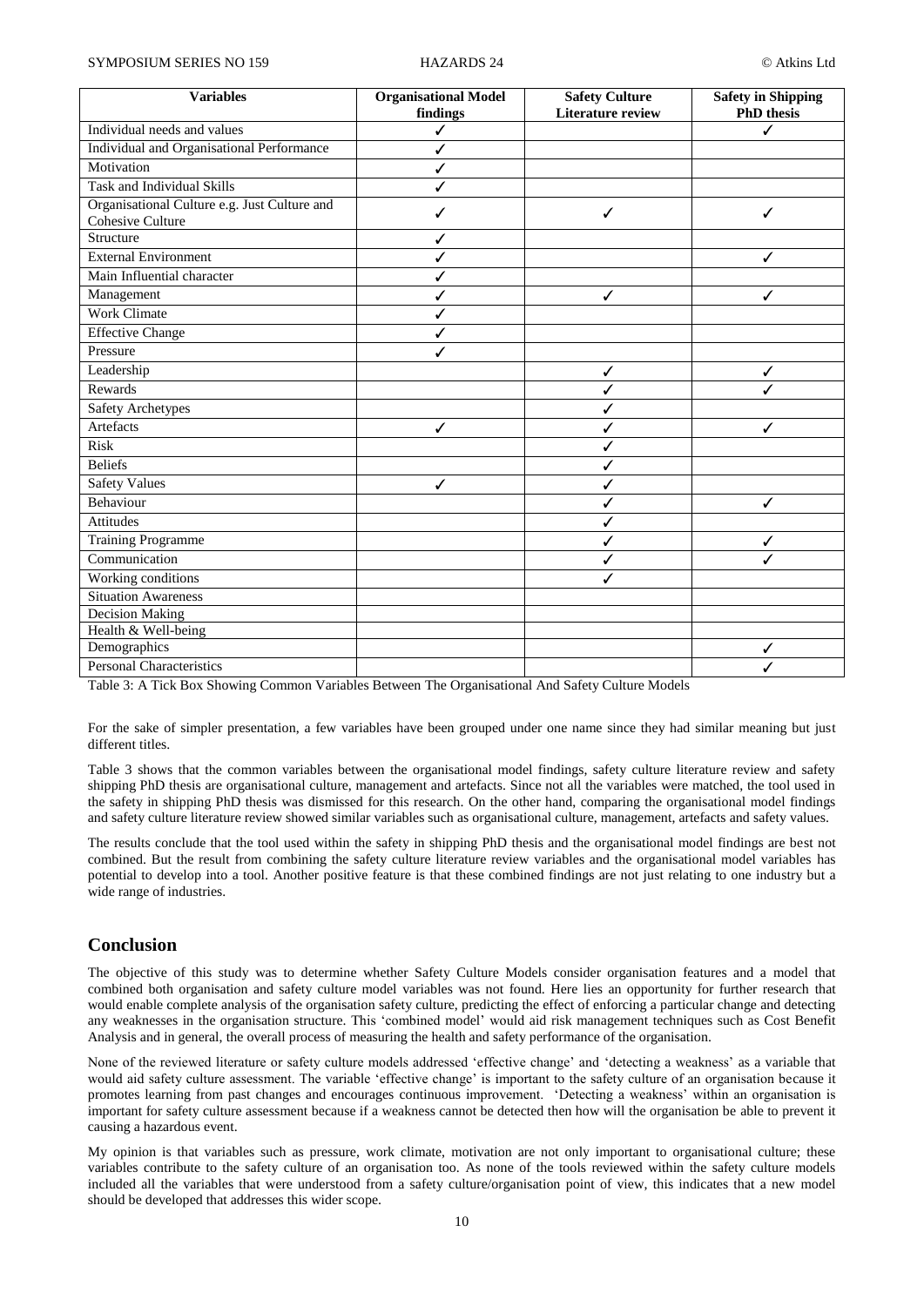| Variables | Organisational Model findings | Safety Culture Literature review | Safety in Shipping PhD thesis |
|---|---|---|---|
| Individual needs and values | ✓ | | ✓ |
| Individual and Organisational Performance | ✓ | | |
| Motivation | ✓ | | |
| Task and Individual Skills | ✓ | | |
| Organisational Culture e.g. Just Culture and Cohesive Culture | ✓ | ✓ | ✓ |
| Structure | ✓ | | |
| External Environment | ✓ | | ✓ |
| Main Influential character | ✓ | | |
| Management | ✓ | ✓ | ✓ |
| Work Climate | ✓ | | |
| Effective Change | ✓ | | |
| Pressure | ✓ | | |
| Leadership | | ✓ | ✓ |
| Rewards | | ✓ | ✓ |
| Safety Archetypes | | ✓ | |
| Artefacts | ✓ | ✓ | ✓ |
| Risk | | ✓ | |
| Beliefs | | ✓ | |
| Safety Values | ✓ | ✓ | |
| Behaviour | | ✓ | ✓ |
| Attitudes | | ✓ | |
| Training Programme | | ✓ | ✓ |
| Communication | | ✓ | ✓ |
| Working conditions | | ✓ | |
| Situation Awareness | | | |
| Decision Making | | | |
| Health & Well-being | | | |
| Demographics | | | ✓ |
| Personal Characteristics | | | ✓ |

Table 3: A Tick Box Showing Common Variables Between The Organisational And Safety Culture Models

For the sake of simpler presentation, a few variables have been grouped under one name since they had similar meaning but just different titles.

Table 3 shows that the common variables between the organisational model findings, safety culture literature review and safety shipping PhD thesis are organisational culture, management and artefacts. Since not all the variables were matched, the tool used in the safety in shipping PhD thesis was dismissed for this research. On the other hand, comparing the organisational model findings and safety culture literature review showed similar variables such as organisational culture, management, artefacts and safety values.

The results conclude that the tool used within the safety in shipping PhD thesis and the organisational model findings are best not combined. But the result from combining the safety culture literature review variables and the organisational model variables has potential to develop into a tool. Another positive feature is that these combined findings are not just relating to one industry but a wide range of industries.

## Conclusion

The objective of this study was to determine whether Safety Culture Models consider organisation features and a model that combined both organisation and safety culture model variables was not found. Here lies an opportunity for further research that would enable complete analysis of the organisation safety culture, predicting the effect of enforcing a particular change and detecting any weaknesses in the organisation structure. This 'combined model' would aid risk management techniques such as Cost Benefit Analysis and in general, the overall process of measuring the health and safety performance of the organisation.

None of the reviewed literature or safety culture models addressed 'effective change' and 'detecting a weakness' as a variable that would aid safety culture assessment. The variable 'effective change' is important to the safety culture of an organisation because it promotes learning from past changes and encourages continuous improvement. 'Detecting a weakness' within an organisation is important for safety culture assessment because if a weakness cannot be detected then how will the organisation be able to prevent it causing a hazardous event.

My opinion is that variables such as pressure, work climate, motivation are not only important to organisational culture; these variables contribute to the safety culture of an organisation too. As none of the tools reviewed within the safety culture models included all the variables that were understood from a safety culture/organisation point of view, this indicates that a new model should be developed that addresses this wider scope.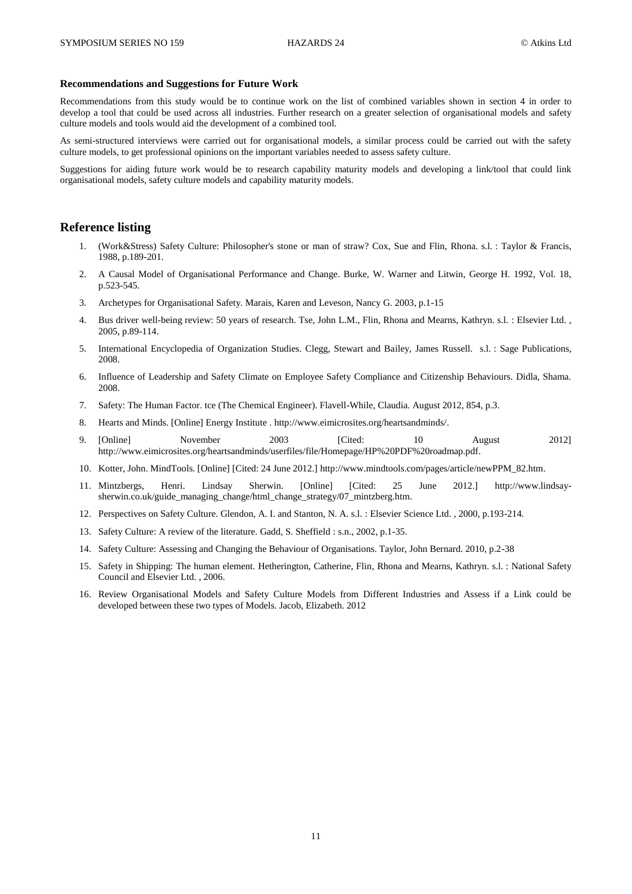**Recommendations and Suggestions for Future Work**

Recommendations from this study would be to continue work on the list of combined variables shown in section 4 in order to develop a tool that could be used across all industries. Further research on a greater selection of organisational models and safety culture models and tools would aid the development of a combined tool.

As semi-structured interviews were carried out for organisational models, a similar process could be carried out with the safety culture models, to get professional opinions on the important variables needed to assess safety culture.

Suggestions for aiding future work would be to research capability maturity models and developing a link/tool that could link organisational models, safety culture models and capability maturity models.

## Reference listing

1. (Work&Stress) Safety Culture: Philosopher's stone or man of straw? Cox, Sue and Flin, Rhona. s.l. : Taylor & Francis, 1988, p.189-201.
2. A Causal Model of Organisational Performance and Change. Burke, W. Warner and Litwin, George H. 1992, Vol. 18, p.523-545.
3. Archetypes for Organisational Safety. Marais, Karen and Leveson, Nancy G. 2003, p.1-15
4. Bus driver well-being review: 50 years of research. Tse, John L.M., Flin, Rhona and Mearns, Kathryn. s.l. : Elsevier Ltd. , 2005, p.89-114.
5. International Encyclopedia of Organization Studies. Clegg, Stewart and Bailey, James Russell. s.l. : Sage Publications, 2008.
6. Influence of Leadership and Safety Climate on Employee Safety Compliance and Citizenship Behaviours. Didla, Shama. 2008.
7. Safety: The Human Factor. tce (The Chemical Engineer). Flavell-While, Claudia. August 2012, 854, p.3.
8. Hearts and Minds. [Online] Energy Institute . http://www.eimicrosites.org/heartsandminds/.
9. [Online] November 2003 [Cited: 10 August 2012] http://www.eimicrosites.org/heartsandminds/userfiles/file/Homepage/HP%20PDF%20roadmap.pdf.
10. Kotter, John. MindTools. [Online] [Cited: 24 June 2012.] http://www.mindtools.com/pages/article/newPPM_82.htm.
11. Mintzbergs, Henri. Lindsay Sherwin. [Online] [Cited: 25 June 2012.] http://www.lindsay-sherwin.co.uk/guide_managing_change/html_change_strategy/07_mintzberg.htm.
12. Perspectives on Safety Culture. Glendon, A. I. and Stanton, N. A. s.l. : Elsevier Science Ltd. , 2000, p.193-214.
13. Safety Culture: A review of the literature. Gadd, S. Sheffield : s.n., 2002, p.1-35.
14. Safety Culture: Assessing and Changing the Behaviour of Organisations. Taylor, John Bernard. 2010, p.2-38
15. Safety in Shipping: The human element. Hetherington, Catherine, Flin, Rhona and Mearns, Kathryn. s.l. : National Safety Council and Elsevier Ltd. , 2006.
16. Review Organisational Models and Safety Culture Models from Different Industries and Assess if a Link could be developed between these two types of Models. Jacob, Elizabeth. 2012